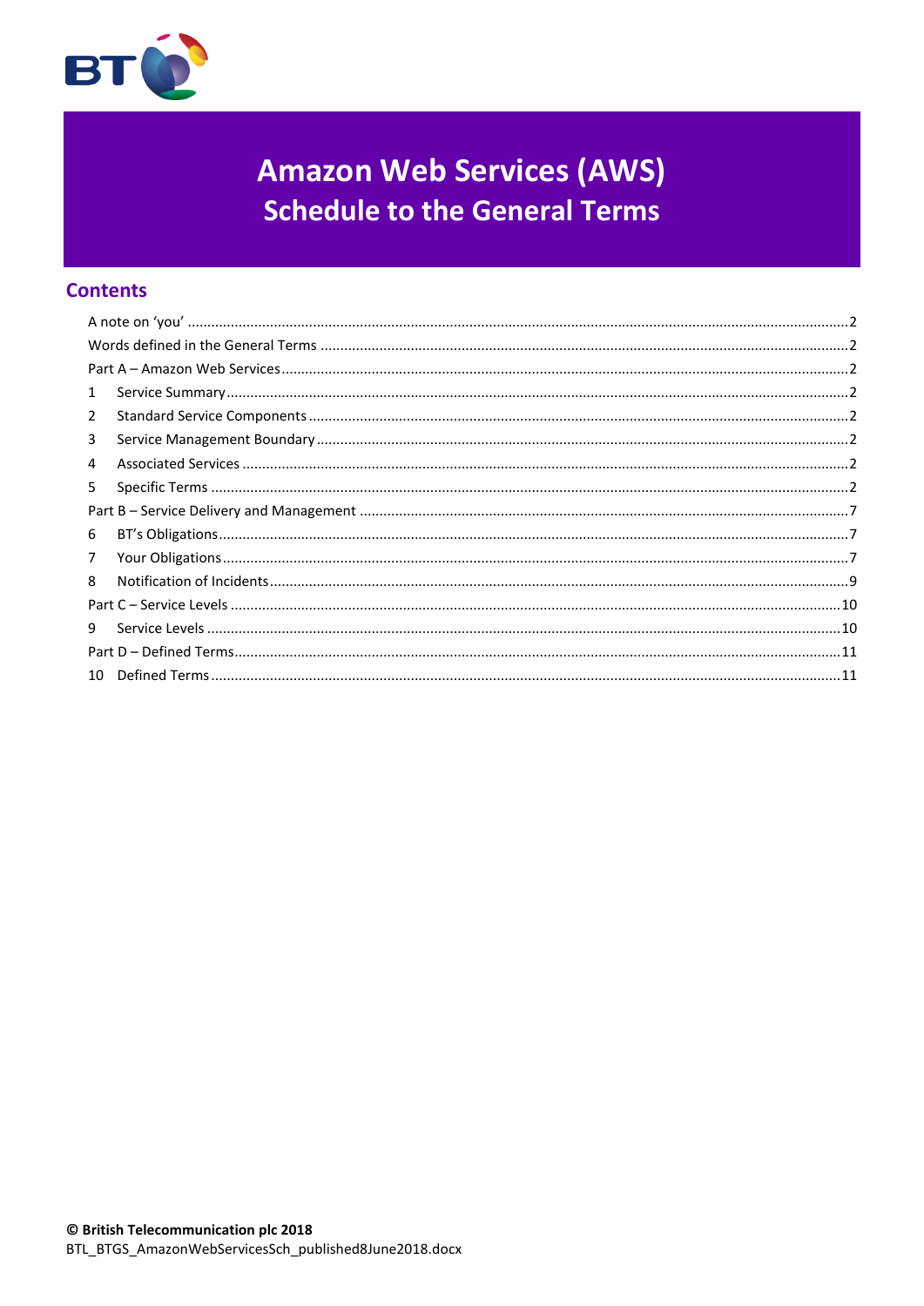# Amazon Web Services (AWS)
## Schedule to the General Terms

## Contents

A note on 'you' ....................................................................................................................................2
Words defined in the General Terms .....................................................................................................2
Part A – Amazon Web Services...............................................................................................................2
1 Service Summary................................................................................................................................2
2 Standard Service Components...........................................................................................................2
3 Service Management Boundary.........................................................................................................2
4 Associated Services ............................................................................................................................2
5 Specific Terms ....................................................................................................................................2
Part B – Service Delivery and Management ...........................................................................................7
6 BT's Obligations..................................................................................................................................7
7 Your Obligations.................................................................................................................................7
8 Notification of Incidents.....................................................................................................................9
Part C – Service Levels ..........................................................................................................................10
9 Service Levels ...................................................................................................................................10
Part D – Defined Terms..........................................................................................................................11
10 Defined Terms .................................................................................................................................11

**© British Telecommunication plc 2018**
BTL_BTGS_AmazonWebServicesSch_published8June2018.docx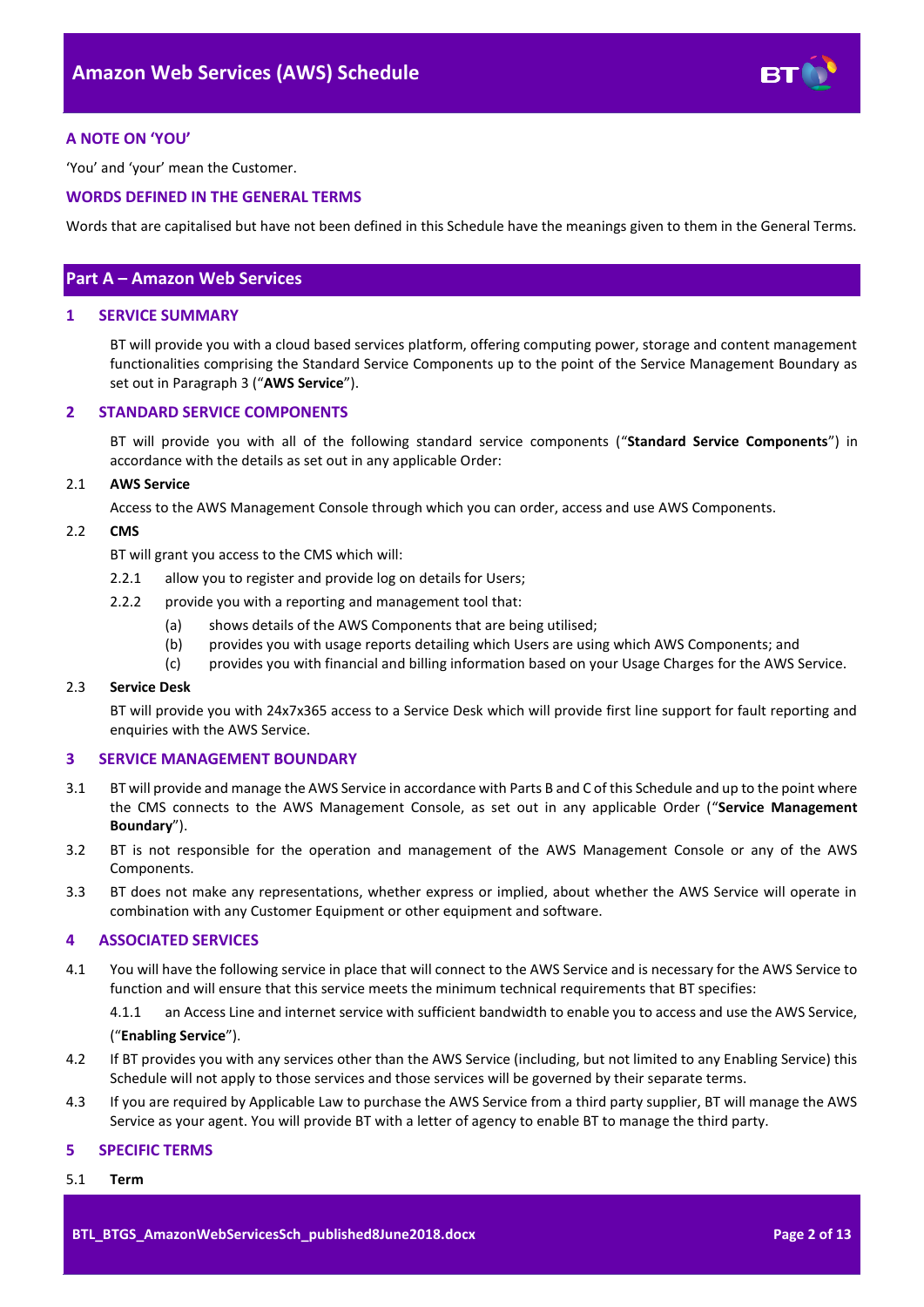## A NOTE ON 'YOU'

'You' and 'your' mean the Customer.

## WORDS DEFINED IN THE GENERAL TERMS

Words that are capitalised but have not been defined in this Schedule have the meanings given to them in the General Terms.

# Part A – Amazon Web Services

## 1 SERVICE SUMMARY

BT will provide you with a cloud based services platform, offering computing power, storage and content management functionalities comprising the Standard Service Components up to the point of the Service Management Boundary as set out in Paragraph 3 ("**AWS Service**").

## 2 STANDARD SERVICE COMPONENTS

BT will provide you with all of the following standard service components ("**Standard Service Components**") in accordance with the details as set out in any applicable Order:

2.1 **AWS Service**

Access to the AWS Management Console through which you can order, access and use AWS Components.

2.2 **CMS**

BT will grant you access to the CMS which will:

2.2.1 allow you to register and provide log on details for Users;

2.2.2 provide you with a reporting and management tool that:

(a) shows details of the AWS Components that are being utilised;

(b) provides you with usage reports detailing which Users are using which AWS Components; and

(c) provides you with financial and billing information based on your Usage Charges for the AWS Service.

2.3 **Service Desk**

BT will provide you with 24x7x365 access to a Service Desk which will provide first line support for fault reporting and enquiries with the AWS Service.

## 3 SERVICE MANAGEMENT BOUNDARY

3.1 BT will provide and manage the AWS Service in accordance with Parts B and C of this Schedule and up to the point where the CMS connects to the AWS Management Console, as set out in any applicable Order ("**Service Management Boundary**").

3.2 BT is not responsible for the operation and management of the AWS Management Console or any of the AWS Components.

3.3 BT does not make any representations, whether express or implied, about whether the AWS Service will operate in combination with any Customer Equipment or other equipment and software.

## 4 ASSOCIATED SERVICES

4.1 You will have the following service in place that will connect to the AWS Service and is necessary for the AWS Service to function and will ensure that this service meets the minimum technical requirements that BT specifies:

4.1.1 an Access Line and internet service with sufficient bandwidth to enable you to access and use the AWS Service,

("**Enabling Service**").

4.2 If BT provides you with any services other than the AWS Service (including, but not limited to any Enabling Service) this Schedule will not apply to those services and those services will be governed by their separate terms.

4.3 If you are required by Applicable Law to purchase the AWS Service from a third party supplier, BT will manage the AWS Service as your agent. You will provide BT with a letter of agency to enable BT to manage the third party.

## 5 SPECIFIC TERMS

5.1 **Term**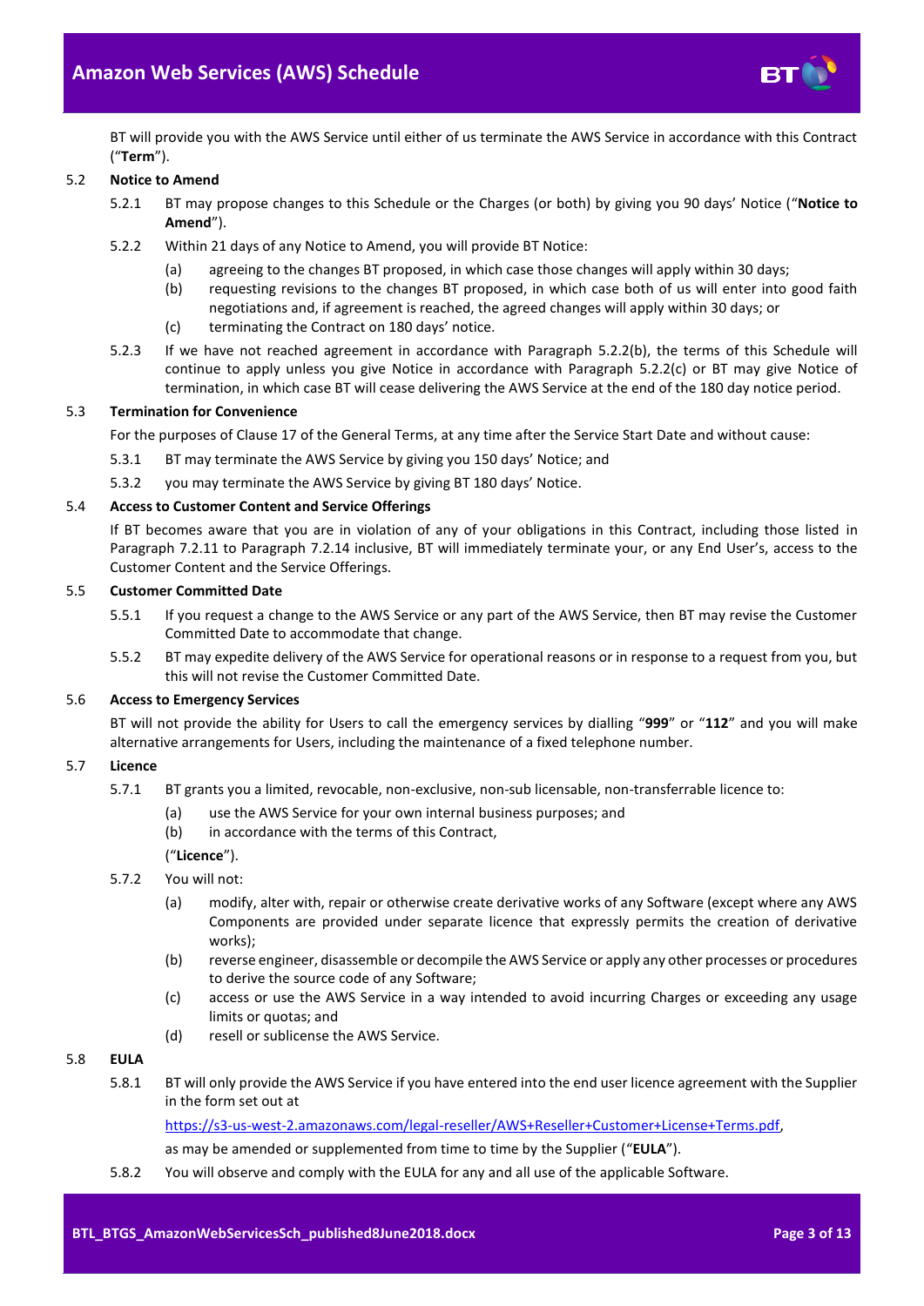BT will provide you with the AWS Service until either of us terminate the AWS Service in accordance with this Contract ("**Term**").

5.2 **Notice to Amend**

5.2.1 BT may propose changes to this Schedule or the Charges (or both) by giving you 90 days' Notice ("**Notice to Amend**").

5.2.2 Within 21 days of any Notice to Amend, you will provide BT Notice:

(a) agreeing to the changes BT proposed, in which case those changes will apply within 30 days;

(b) requesting revisions to the changes BT proposed, in which case both of us will enter into good faith negotiations and, if agreement is reached, the agreed changes will apply within 30 days; or

(c) terminating the Contract on 180 days' notice.

5.2.3 If we have not reached agreement in accordance with Paragraph 5.2.2(b), the terms of this Schedule will continue to apply unless you give Notice in accordance with Paragraph 5.2.2(c) or BT may give Notice of termination, in which case BT will cease delivering the AWS Service at the end of the 180 day notice period.

5.3 **Termination for Convenience**

For the purposes of Clause 17 of the General Terms, at any time after the Service Start Date and without cause:

5.3.1 BT may terminate the AWS Service by giving you 150 days' Notice; and

5.3.2 you may terminate the AWS Service by giving BT 180 days' Notice.

5.4 **Access to Customer Content and Service Offerings**

If BT becomes aware that you are in violation of any of your obligations in this Contract, including those listed in Paragraph 7.2.11 to Paragraph 7.2.14 inclusive, BT will immediately terminate your, or any End User's, access to the Customer Content and the Service Offerings.

5.5 **Customer Committed Date**

5.5.1 If you request a change to the AWS Service or any part of the AWS Service, then BT may revise the Customer Committed Date to accommodate that change.

5.5.2 BT may expedite delivery of the AWS Service for operational reasons or in response to a request from you, but this will not revise the Customer Committed Date.

5.6 **Access to Emergency Services**

BT will not provide the ability for Users to call the emergency services by dialling "**999**" or "**112**" and you will make alternative arrangements for Users, including the maintenance of a fixed telephone number.

5.7 **Licence**

5.7.1 BT grants you a limited, revocable, non-exclusive, non-sub licensable, non-transferrable licence to:

(a) use the AWS Service for your own internal business purposes; and

(b) in accordance with the terms of this Contract,

("**Licence**").

5.7.2 You will not:

(a) modify, alter with, repair or otherwise create derivative works of any Software (except where any AWS Components are provided under separate licence that expressly permits the creation of derivative works);

(b) reverse engineer, disassemble or decompile the AWS Service or apply any other processes or procedures to derive the source code of any Software;

(c) access or use the AWS Service in a way intended to avoid incurring Charges or exceeding any usage limits or quotas; and

(d) resell or sublicense the AWS Service.

5.8 **EULA**

5.8.1 BT will only provide the AWS Service if you have entered into the end user licence agreement with the Supplier in the form set out at

https://s3-us-west-2.amazonaws.com/legal-reseller/AWS+Reseller+Customer+License+Terms.pdf,

as may be amended or supplemented from time to time by the Supplier ("**EULA**").

5.8.2 You will observe and comply with the EULA for any and all use of the applicable Software.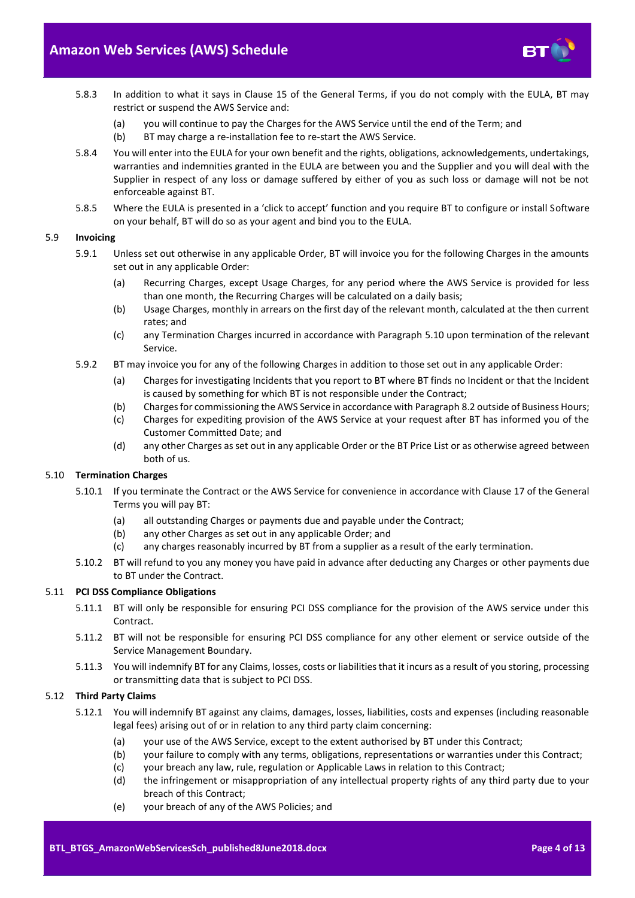5.8.3 In addition to what it says in Clause 15 of the General Terms, if you do not comply with the EULA, BT may restrict or suspend the AWS Service and:

(a) you will continue to pay the Charges for the AWS Service until the end of the Term; and

(b) BT may charge a re-installation fee to re-start the AWS Service.

5.8.4 You will enter into the EULA for your own benefit and the rights, obligations, acknowledgements, undertakings, warranties and indemnities granted in the EULA are between you and the Supplier and you will deal with the Supplier in respect of any loss or damage suffered by either of you as such loss or damage will not be not enforceable against BT.

5.8.5 Where the EULA is presented in a 'click to accept' function and you require BT to configure or install Software on your behalf, BT will do so as your agent and bind you to the EULA.

### 5.9 Invoicing

5.9.1 Unless set out otherwise in any applicable Order, BT will invoice you for the following Charges in the amounts set out in any applicable Order:

(a) Recurring Charges, except Usage Charges, for any period where the AWS Service is provided for less than one month, the Recurring Charges will be calculated on a daily basis;

(b) Usage Charges, monthly in arrears on the first day of the relevant month, calculated at the then current rates; and

(c) any Termination Charges incurred in accordance with Paragraph 5.10 upon termination of the relevant Service.

5.9.2 BT may invoice you for any of the following Charges in addition to those set out in any applicable Order:

(a) Charges for investigating Incidents that you report to BT where BT finds no Incident or that the Incident is caused by something for which BT is not responsible under the Contract;

(b) Charges for commissioning the AWS Service in accordance with Paragraph 8.2 outside of Business Hours;

(c) Charges for expediting provision of the AWS Service at your request after BT has informed you of the Customer Committed Date; and

(d) any other Charges as set out in any applicable Order or the BT Price List or as otherwise agreed between both of us.

### 5.10 Termination Charges

5.10.1 If you terminate the Contract or the AWS Service for convenience in accordance with Clause 17 of the General Terms you will pay BT:

(a) all outstanding Charges or payments due and payable under the Contract;

(b) any other Charges as set out in any applicable Order; and

(c) any charges reasonably incurred by BT from a supplier as a result of the early termination.

5.10.2 BT will refund to you any money you have paid in advance after deducting any Charges or other payments due to BT under the Contract.

### 5.11 PCI DSS Compliance Obligations

5.11.1 BT will only be responsible for ensuring PCI DSS compliance for the provision of the AWS service under this Contract.

5.11.2 BT will not be responsible for ensuring PCI DSS compliance for any other element or service outside of the Service Management Boundary.

5.11.3 You will indemnify BT for any Claims, losses, costs or liabilities that it incurs as a result of you storing, processing or transmitting data that is subject to PCI DSS.

### 5.12 Third Party Claims

5.12.1 You will indemnify BT against any claims, damages, losses, liabilities, costs and expenses (including reasonable legal fees) arising out of or in relation to any third party claim concerning:

(a) your use of the AWS Service, except to the extent authorised by BT under this Contract;

(b) your failure to comply with any terms, obligations, representations or warranties under this Contract;

(c) your breach any law, rule, regulation or Applicable Laws in relation to this Contract;

(d) the infringement or misappropriation of any intellectual property rights of any third party due to your breach of this Contract;

(e) your breach of any of the AWS Policies; and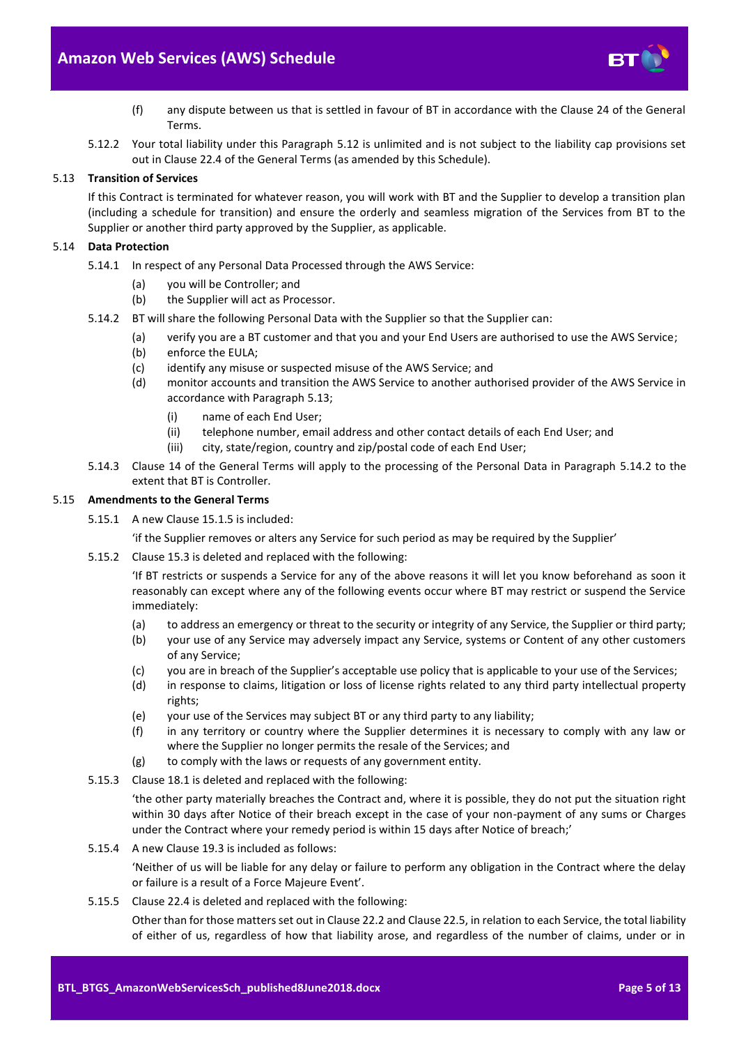(f) any dispute between us that is settled in favour of BT in accordance with the Clause 24 of the General Terms.

5.12.2 Your total liability under this Paragraph 5.12 is unlimited and is not subject to the liability cap provisions set out in Clause 22.4 of the General Terms (as amended by this Schedule).

### 5.13 Transition of Services

If this Contract is terminated for whatever reason, you will work with BT and the Supplier to develop a transition plan (including a schedule for transition) and ensure the orderly and seamless migration of the Services from BT to the Supplier or another third party approved by the Supplier, as applicable.

### 5.14 Data Protection

5.14.1 In respect of any Personal Data Processed through the AWS Service:

(a) you will be Controller; and

(b) the Supplier will act as Processor.

5.14.2 BT will share the following Personal Data with the Supplier so that the Supplier can:

(a) verify you are a BT customer and that you and your End Users are authorised to use the AWS Service;

(b) enforce the EULA;

(c) identify any misuse or suspected misuse of the AWS Service; and

(d) monitor accounts and transition the AWS Service to another authorised provider of the AWS Service in accordance with Paragraph 5.13;

(i) name of each End User;

(ii) telephone number, email address and other contact details of each End User; and

(iii) city, state/region, country and zip/postal code of each End User;

5.14.3 Clause 14 of the General Terms will apply to the processing of the Personal Data in Paragraph 5.14.2 to the extent that BT is Controller.

### 5.15 Amendments to the General Terms

5.15.1 A new Clause 15.1.5 is included:

'if the Supplier removes or alters any Service for such period as may be required by the Supplier'

5.15.2 Clause 15.3 is deleted and replaced with the following:

'If BT restricts or suspends a Service for any of the above reasons it will let you know beforehand as soon it reasonably can except where any of the following events occur where BT may restrict or suspend the Service immediately:

(a) to address an emergency or threat to the security or integrity of any Service, the Supplier or third party;

(b) your use of any Service may adversely impact any Service, systems or Content of any other customers of any Service;

(c) you are in breach of the Supplier's acceptable use policy that is applicable to your use of the Services;

(d) in response to claims, litigation or loss of license rights related to any third party intellectual property rights;

(e) your use of the Services may subject BT or any third party to any liability;

(f) in any territory or country where the Supplier determines it is necessary to comply with any law or where the Supplier no longer permits the resale of the Services; and

(g) to comply with the laws or requests of any government entity.

5.15.3 Clause 18.1 is deleted and replaced with the following:

'the other party materially breaches the Contract and, where it is possible, they do not put the situation right within 30 days after Notice of their breach except in the case of your non-payment of any sums or Charges under the Contract where your remedy period is within 15 days after Notice of breach;'

5.15.4 A new Clause 19.3 is included as follows:

'Neither of us will be liable for any delay or failure to perform any obligation in the Contract where the delay or failure is a result of a Force Majeure Event'.

5.15.5 Clause 22.4 is deleted and replaced with the following:

Other than for those matters set out in Clause 22.2 and Clause 22.5, in relation to each Service, the total liability of either of us, regardless of how that liability arose, and regardless of the number of claims, under or in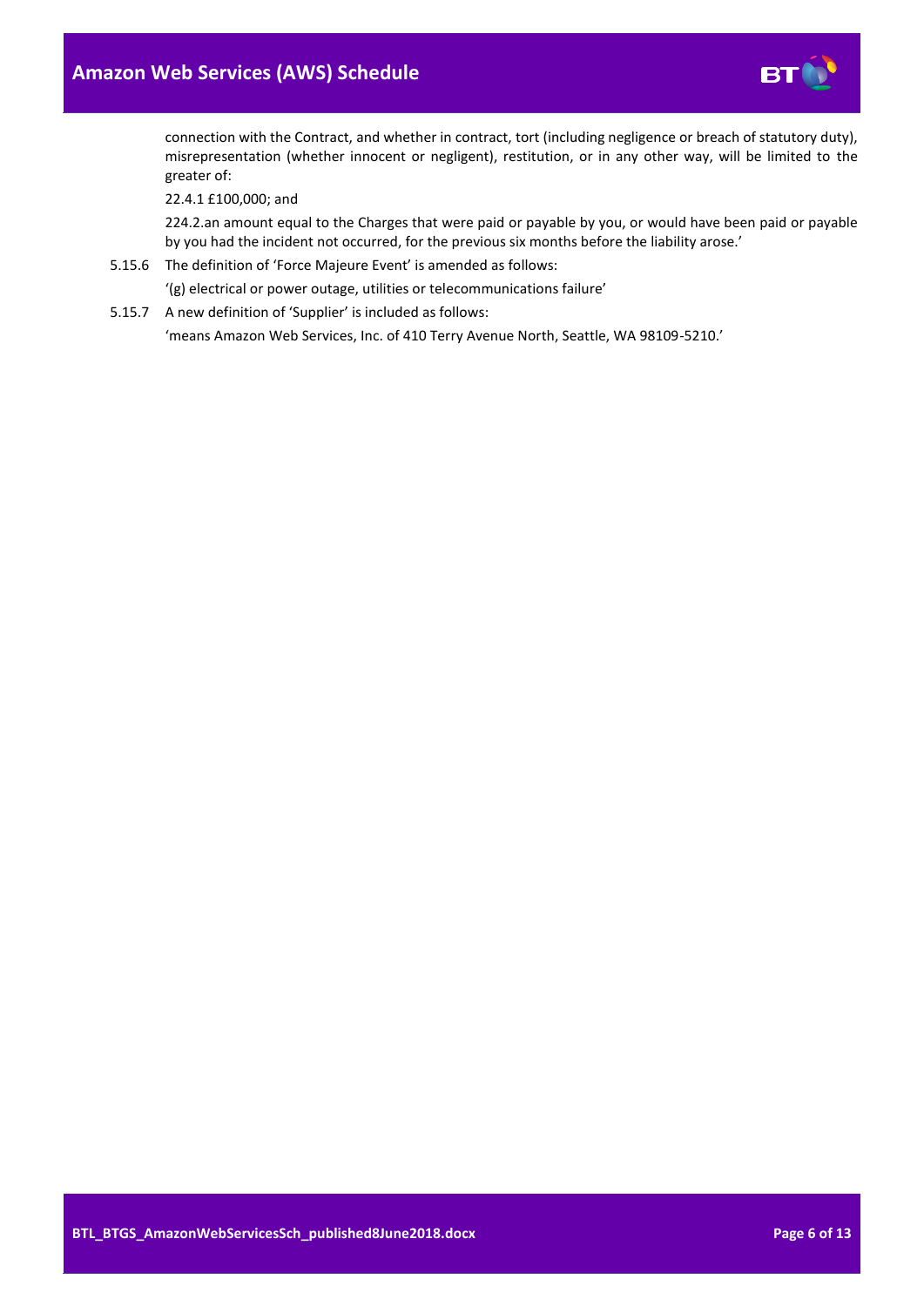connection with the Contract, and whether in contract, tort (including negligence or breach of statutory duty), misrepresentation (whether innocent or negligent), restitution, or in any other way, will be limited to the greater of:

22.4.1 £100,000; and

224.2.an amount equal to the Charges that were paid or payable by you, or would have been paid or payable by you had the incident not occurred, for the previous six months before the liability arose.'

5.15.6 The definition of 'Force Majeure Event' is amended as follows:

'(g) electrical or power outage, utilities or telecommunications failure'

5.15.7 A new definition of 'Supplier' is included as follows:

'means Amazon Web Services, Inc. of 410 Terry Avenue North, Seattle, WA 98109-5210.'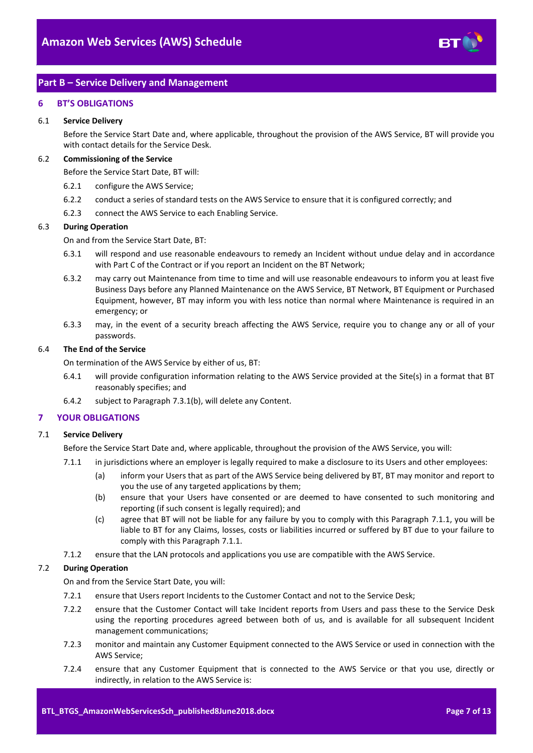## Part B – Service Delivery and Management

### 6 BT'S OBLIGATIONS

6.1 **Service Delivery**

Before the Service Start Date and, where applicable, throughout the provision of the AWS Service, BT will provide you with contact details for the Service Desk.

6.2 **Commissioning of the Service**

Before the Service Start Date, BT will:

6.2.1 configure the AWS Service;

6.2.2 conduct a series of standard tests on the AWS Service to ensure that it is configured correctly; and

6.2.3 connect the AWS Service to each Enabling Service.

6.3 **During Operation**

On and from the Service Start Date, BT:

6.3.1 will respond and use reasonable endeavours to remedy an Incident without undue delay and in accordance with Part C of the Contract or if you report an Incident on the BT Network;

6.3.2 may carry out Maintenance from time to time and will use reasonable endeavours to inform you at least five Business Days before any Planned Maintenance on the AWS Service, BT Network, BT Equipment or Purchased Equipment, however, BT may inform you with less notice than normal where Maintenance is required in an emergency; or

6.3.3 may, in the event of a security breach affecting the AWS Service, require you to change any or all of your passwords.

6.4 **The End of the Service**

On termination of the AWS Service by either of us, BT:

6.4.1 will provide configuration information relating to the AWS Service provided at the Site(s) in a format that BT reasonably specifies; and

6.4.2 subject to Paragraph 7.3.1(b), will delete any Content.

### 7 YOUR OBLIGATIONS

7.1 **Service Delivery**

Before the Service Start Date and, where applicable, throughout the provision of the AWS Service, you will:

7.1.1 in jurisdictions where an employer is legally required to make a disclosure to its Users and other employees:

(a) inform your Users that as part of the AWS Service being delivered by BT, BT may monitor and report to you the use of any targeted applications by them;

(b) ensure that your Users have consented or are deemed to have consented to such monitoring and reporting (if such consent is legally required); and

(c) agree that BT will not be liable for any failure by you to comply with this Paragraph 7.1.1, you will be liable to BT for any Claims, losses, costs or liabilities incurred or suffered by BT due to your failure to comply with this Paragraph 7.1.1.

7.1.2 ensure that the LAN protocols and applications you use are compatible with the AWS Service.

7.2 **During Operation**

On and from the Service Start Date, you will:

7.2.1 ensure that Users report Incidents to the Customer Contact and not to the Service Desk;

7.2.2 ensure that the Customer Contact will take Incident reports from Users and pass these to the Service Desk using the reporting procedures agreed between both of us, and is available for all subsequent Incident management communications;

7.2.3 monitor and maintain any Customer Equipment connected to the AWS Service or used in connection with the AWS Service;

7.2.4 ensure that any Customer Equipment that is connected to the AWS Service or that you use, directly or indirectly, in relation to the AWS Service is: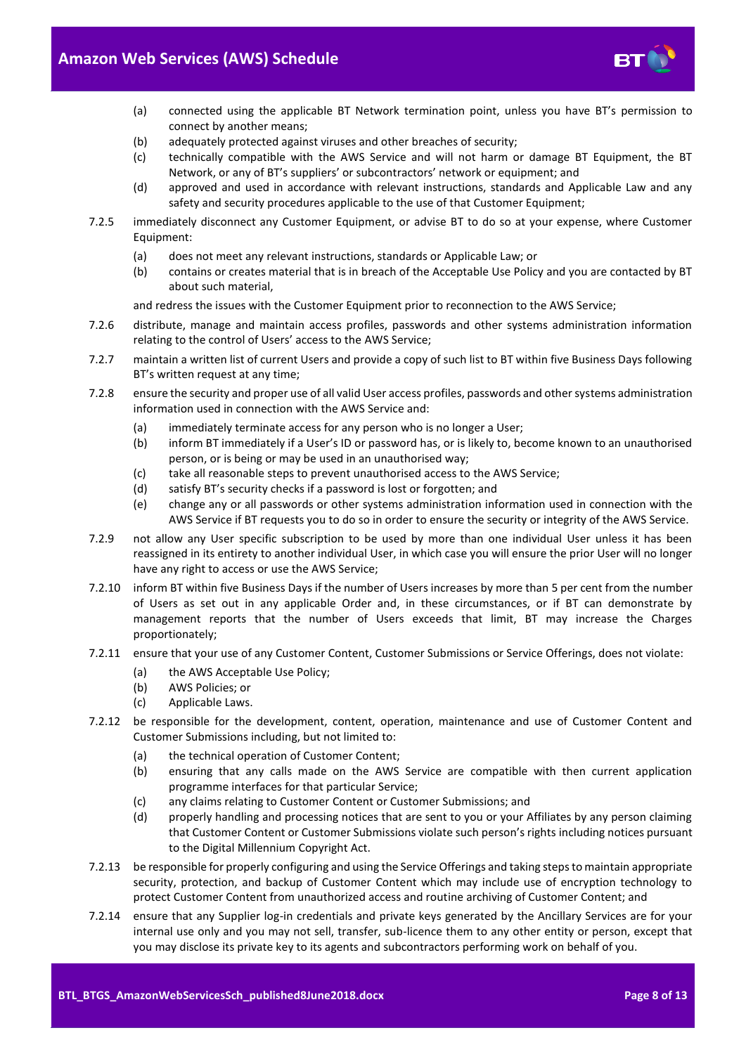(a) connected using the applicable BT Network termination point, unless you have BT's permission to connect by another means;

(b) adequately protected against viruses and other breaches of security;

(c) technically compatible with the AWS Service and will not harm or damage BT Equipment, the BT Network, or any of BT's suppliers' or subcontractors' network or equipment; and

(d) approved and used in accordance with relevant instructions, standards and Applicable Law and any safety and security procedures applicable to the use of that Customer Equipment;

7.2.5 immediately disconnect any Customer Equipment, or advise BT to do so at your expense, where Customer Equipment:

(a) does not meet any relevant instructions, standards or Applicable Law; or

(b) contains or creates material that is in breach of the Acceptable Use Policy and you are contacted by BT about such material,

and redress the issues with the Customer Equipment prior to reconnection to the AWS Service;

7.2.6 distribute, manage and maintain access profiles, passwords and other systems administration information relating to the control of Users' access to the AWS Service;

7.2.7 maintain a written list of current Users and provide a copy of such list to BT within five Business Days following BT's written request at any time;

7.2.8 ensure the security and proper use of all valid User access profiles, passwords and other systems administration information used in connection with the AWS Service and:

(a) immediately terminate access for any person who is no longer a User;

(b) inform BT immediately if a User's ID or password has, or is likely to, become known to an unauthorised person, or is being or may be used in an unauthorised way;

(c) take all reasonable steps to prevent unauthorised access to the AWS Service;

(d) satisfy BT's security checks if a password is lost or forgotten; and

(e) change any or all passwords or other systems administration information used in connection with the AWS Service if BT requests you to do so in order to ensure the security or integrity of the AWS Service.

7.2.9 not allow any User specific subscription to be used by more than one individual User unless it has been reassigned in its entirety to another individual User, in which case you will ensure the prior User will no longer have any right to access or use the AWS Service;

7.2.10 inform BT within five Business Days if the number of Users increases by more than 5 per cent from the number of Users as set out in any applicable Order and, in these circumstances, or if BT can demonstrate by management reports that the number of Users exceeds that limit, BT may increase the Charges proportionately;

7.2.11 ensure that your use of any Customer Content, Customer Submissions or Service Offerings, does not violate:

(a) the AWS Acceptable Use Policy;

(b) AWS Policies; or

(c) Applicable Laws.

7.2.12 be responsible for the development, content, operation, maintenance and use of Customer Content and Customer Submissions including, but not limited to:

(a) the technical operation of Customer Content;

(b) ensuring that any calls made on the AWS Service are compatible with then current application programme interfaces for that particular Service;

(c) any claims relating to Customer Content or Customer Submissions; and

(d) properly handling and processing notices that are sent to you or your Affiliates by any person claiming that Customer Content or Customer Submissions violate such person's rights including notices pursuant to the Digital Millennium Copyright Act.

7.2.13 be responsible for properly configuring and using the Service Offerings and taking steps to maintain appropriate security, protection, and backup of Customer Content which may include use of encryption technology to protect Customer Content from unauthorized access and routine archiving of Customer Content; and

7.2.14 ensure that any Supplier log-in credentials and private keys generated by the Ancillary Services are for your internal use only and you may not sell, transfer, sub-licence them to any other entity or person, except that you may disclose its private key to its agents and subcontractors performing work on behalf of you.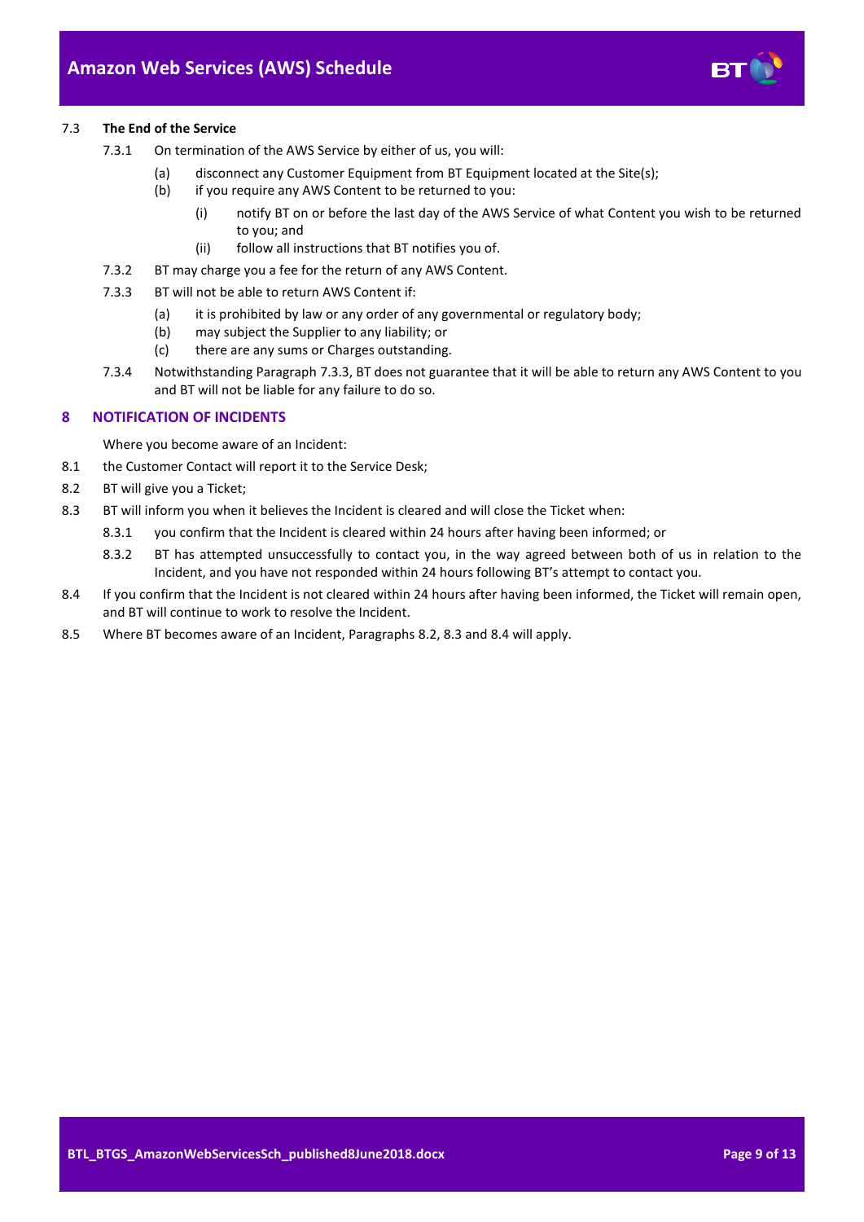### 7.3 The End of the Service

7.3.1 On termination of the AWS Service by either of us, you will:

(a) disconnect any Customer Equipment from BT Equipment located at the Site(s);

(b) if you require any AWS Content to be returned to you:

(i) notify BT on or before the last day of the AWS Service of what Content you wish to be returned to you; and

(ii) follow all instructions that BT notifies you of.

7.3.2 BT may charge you a fee for the return of any AWS Content.

7.3.3 BT will not be able to return AWS Content if:

(a) it is prohibited by law or any order of any governmental or regulatory body;

(b) may subject the Supplier to any liability; or

(c) there are any sums or Charges outstanding.

7.3.4 Notwithstanding Paragraph 7.3.3, BT does not guarantee that it will be able to return any AWS Content to you and BT will not be liable for any failure to do so.

## 8 NOTIFICATION OF INCIDENTS

Where you become aware of an Incident:

8.1 the Customer Contact will report it to the Service Desk;

8.2 BT will give you a Ticket;

8.3 BT will inform you when it believes the Incident is cleared and will close the Ticket when:

8.3.1 you confirm that the Incident is cleared within 24 hours after having been informed; or

8.3.2 BT has attempted unsuccessfully to contact you, in the way agreed between both of us in relation to the Incident, and you have not responded within 24 hours following BT's attempt to contact you.

8.4 If you confirm that the Incident is not cleared within 24 hours after having been informed, the Ticket will remain open, and BT will continue to work to resolve the Incident.

8.5 Where BT becomes aware of an Incident, Paragraphs 8.2, 8.3 and 8.4 will apply.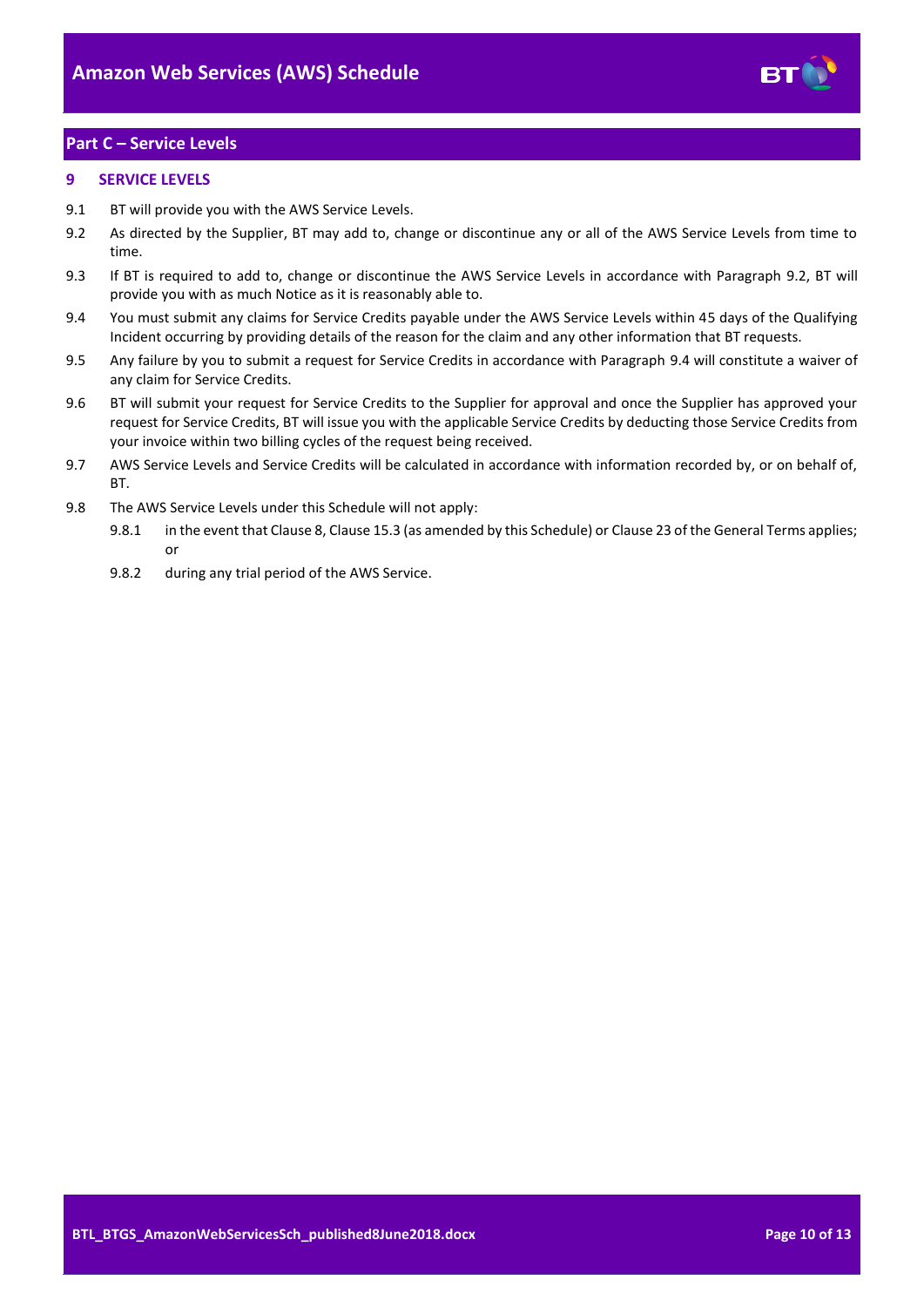## Part C – Service Levels

### 9 SERVICE LEVELS

9.1 BT will provide you with the AWS Service Levels.

9.2 As directed by the Supplier, BT may add to, change or discontinue any or all of the AWS Service Levels from time to time.

9.3 If BT is required to add to, change or discontinue the AWS Service Levels in accordance with Paragraph 9.2, BT will provide you with as much Notice as it is reasonably able to.

9.4 You must submit any claims for Service Credits payable under the AWS Service Levels within 45 days of the Qualifying Incident occurring by providing details of the reason for the claim and any other information that BT requests.

9.5 Any failure by you to submit a request for Service Credits in accordance with Paragraph 9.4 will constitute a waiver of any claim for Service Credits.

9.6 BT will submit your request for Service Credits to the Supplier for approval and once the Supplier has approved your request for Service Credits, BT will issue you with the applicable Service Credits by deducting those Service Credits from your invoice within two billing cycles of the request being received.

9.7 AWS Service Levels and Service Credits will be calculated in accordance with information recorded by, or on behalf of, BT.

9.8 The AWS Service Levels under this Schedule will not apply:

9.8.1 in the event that Clause 8, Clause 15.3 (as amended by this Schedule) or Clause 23 of the General Terms applies; or

9.8.2 during any trial period of the AWS Service.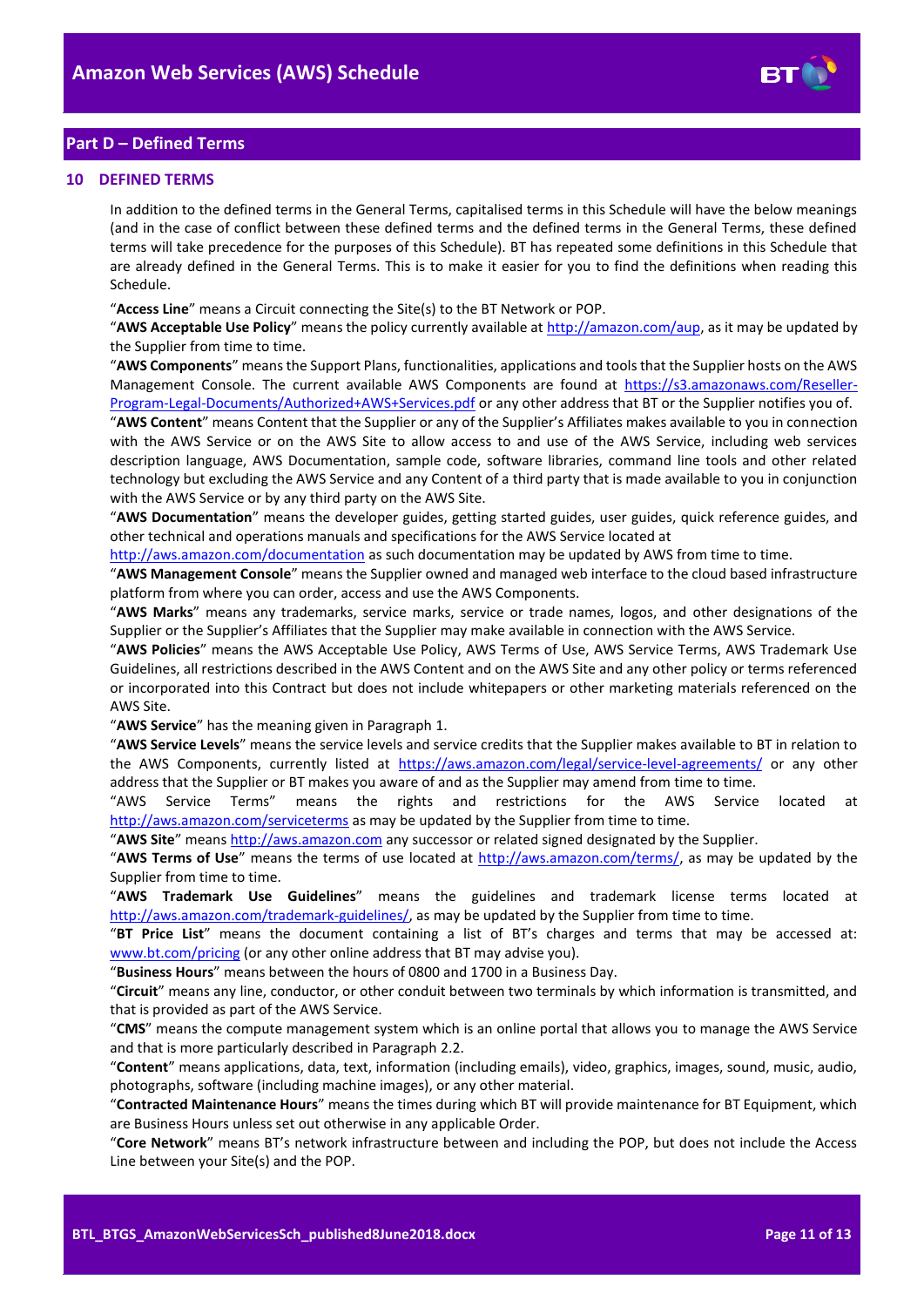## Part D – Defined Terms

### 10 DEFINED TERMS

In addition to the defined terms in the General Terms, capitalised terms in this Schedule will have the below meanings (and in the case of conflict between these defined terms and the defined terms in the General Terms, these defined terms will take precedence for the purposes of this Schedule). BT has repeated some definitions in this Schedule that are already defined in the General Terms. This is to make it easier for you to find the definitions when reading this Schedule.

"**Access Line**" means a Circuit connecting the Site(s) to the BT Network or POP.

"**AWS Acceptable Use Policy**" means the policy currently available at http://amazon.com/aup, as it may be updated by the Supplier from time to time.

"**AWS Components**" means the Support Plans, functionalities, applications and tools that the Supplier hosts on the AWS Management Console. The current available AWS Components are found at https://s3.amazonaws.com/Reseller-Program-Legal-Documents/Authorized+AWS+Services.pdf or any other address that BT or the Supplier notifies you of.

"**AWS Content**" means Content that the Supplier or any of the Supplier's Affiliates makes available to you in connection with the AWS Service or on the AWS Site to allow access to and use of the AWS Service, including web services description language, AWS Documentation, sample code, software libraries, command line tools and other related technology but excluding the AWS Service and any Content of a third party that is made available to you in conjunction with the AWS Service or by any third party on the AWS Site.

"**AWS Documentation**" means the developer guides, getting started guides, user guides, quick reference guides, and other technical and operations manuals and specifications for the AWS Service located at http://aws.amazon.com/documentation as such documentation may be updated by AWS from time to time.

"**AWS Management Console**" means the Supplier owned and managed web interface to the cloud based infrastructure platform from where you can order, access and use the AWS Components.

"**AWS Marks**" means any trademarks, service marks, service or trade names, logos, and other designations of the Supplier or the Supplier's Affiliates that the Supplier may make available in connection with the AWS Service.

"**AWS Policies**" means the AWS Acceptable Use Policy, AWS Terms of Use, AWS Service Terms, AWS Trademark Use Guidelines, all restrictions described in the AWS Content and on the AWS Site and any other policy or terms referenced or incorporated into this Contract but does not include whitepapers or other marketing materials referenced on the AWS Site.

"**AWS Service**" has the meaning given in Paragraph 1.

"**AWS Service Levels**" means the service levels and service credits that the Supplier makes available to BT in relation to the AWS Components, currently listed at https://aws.amazon.com/legal/service-level-agreements/ or any other address that the Supplier or BT makes you aware of and as the Supplier may amend from time to time.

"AWS Service Terms" means the rights and restrictions for the AWS Service located at http://aws.amazon.com/serviceterms as may be updated by the Supplier from time to time.

"**AWS Site**" means http://aws.amazon.com any successor or related signed designated by the Supplier.

"**AWS Terms of Use**" means the terms of use located at http://aws.amazon.com/terms/, as may be updated by the Supplier from time to time.

"**AWS Trademark Use Guidelines**" means the guidelines and trademark license terms located at http://aws.amazon.com/trademark-guidelines/, as may be updated by the Supplier from time to time.

"**BT Price List**" means the document containing a list of BT's charges and terms that may be accessed at: www.bt.com/pricing (or any other online address that BT may advise you).

"**Business Hours**" means between the hours of 0800 and 1700 in a Business Day.

"**Circuit**" means any line, conductor, or other conduit between two terminals by which information is transmitted, and that is provided as part of the AWS Service.

"**CMS**" means the compute management system which is an online portal that allows you to manage the AWS Service and that is more particularly described in Paragraph 2.2.

"**Content**" means applications, data, text, information (including emails), video, graphics, images, sound, music, audio, photographs, software (including machine images), or any other material.

"**Contracted Maintenance Hours**" means the times during which BT will provide maintenance for BT Equipment, which are Business Hours unless set out otherwise in any applicable Order.

"**Core Network**" means BT's network infrastructure between and including the POP, but does not include the Access Line between your Site(s) and the POP.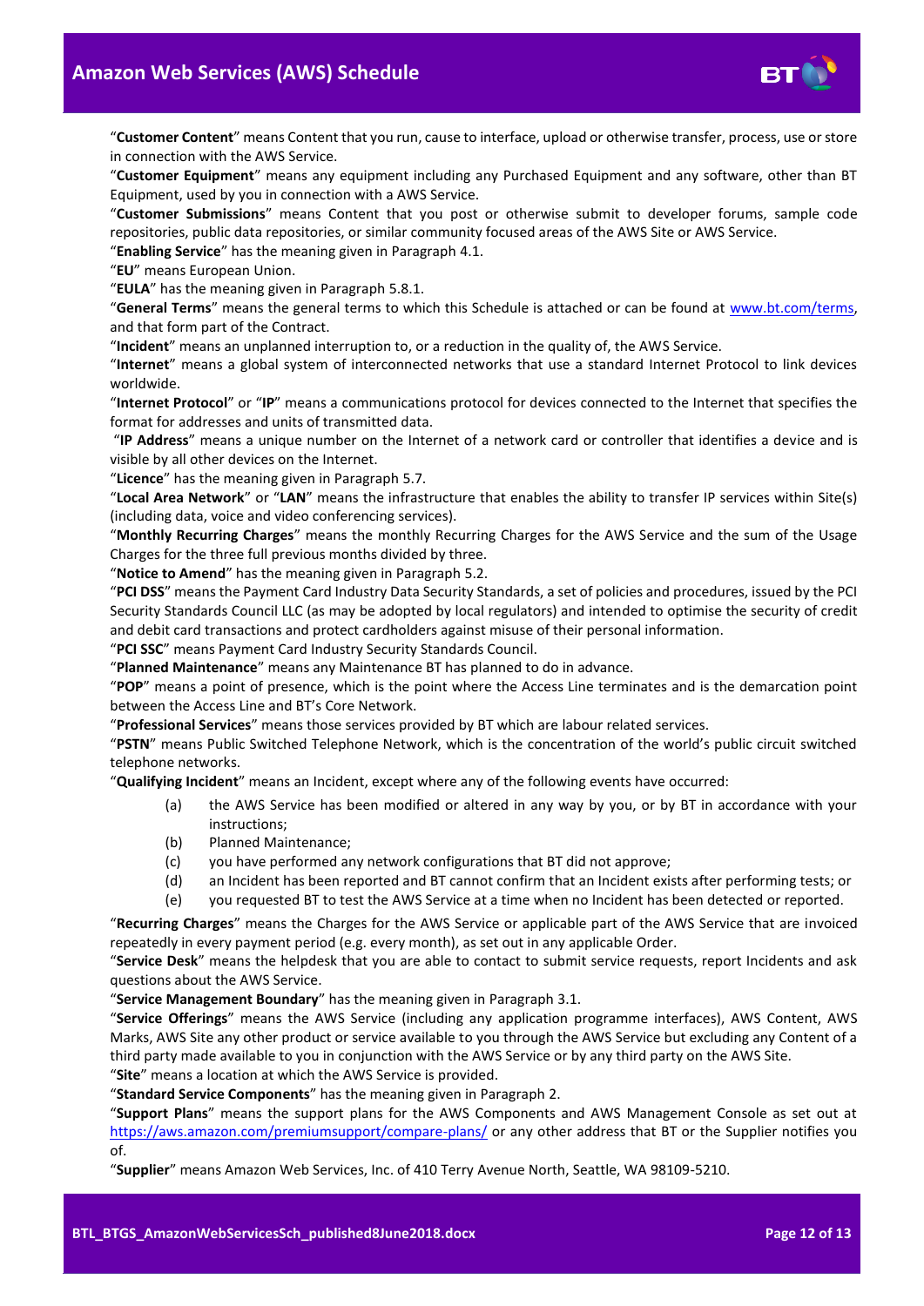"**Customer Content**" means Content that you run, cause to interface, upload or otherwise transfer, process, use or store in connection with the AWS Service.

"**Customer Equipment**" means any equipment including any Purchased Equipment and any software, other than BT Equipment, used by you in connection with a AWS Service.

"**Customer Submissions**" means Content that you post or otherwise submit to developer forums, sample code repositories, public data repositories, or similar community focused areas of the AWS Site or AWS Service.

"**Enabling Service**" has the meaning given in Paragraph 4.1.

"**EU**" means European Union.

"**EULA**" has the meaning given in Paragraph 5.8.1.

"**General Terms**" means the general terms to which this Schedule is attached or can be found at www.bt.com/terms, and that form part of the Contract.

"**Incident**" means an unplanned interruption to, or a reduction in the quality of, the AWS Service.

"**Internet**" means a global system of interconnected networks that use a standard Internet Protocol to link devices worldwide.

"**Internet Protocol**" or "**IP**" means a communications protocol for devices connected to the Internet that specifies the format for addresses and units of transmitted data.

"**IP Address**" means a unique number on the Internet of a network card or controller that identifies a device and is visible by all other devices on the Internet.

"**Licence**" has the meaning given in Paragraph 5.7.

"**Local Area Network**" or "**LAN**" means the infrastructure that enables the ability to transfer IP services within Site(s) (including data, voice and video conferencing services).

"**Monthly Recurring Charges**" means the monthly Recurring Charges for the AWS Service and the sum of the Usage Charges for the three full previous months divided by three.

"**Notice to Amend**" has the meaning given in Paragraph 5.2.

"**PCI DSS**" means the Payment Card Industry Data Security Standards, a set of policies and procedures, issued by the PCI Security Standards Council LLC (as may be adopted by local regulators) and intended to optimise the security of credit and debit card transactions and protect cardholders against misuse of their personal information.

"**PCI SSC**" means Payment Card Industry Security Standards Council.

"**Planned Maintenance**" means any Maintenance BT has planned to do in advance.

"**POP**" means a point of presence, which is the point where the Access Line terminates and is the demarcation point between the Access Line and BT's Core Network.

"**Professional Services**" means those services provided by BT which are labour related services.

"**PSTN**" means Public Switched Telephone Network, which is the concentration of the world's public circuit switched telephone networks.

"**Qualifying Incident**" means an Incident, except where any of the following events have occurred:

(a) the AWS Service has been modified or altered in any way by you, or by BT in accordance with your instructions;

(b) Planned Maintenance;

(c) you have performed any network configurations that BT did not approve;

(d) an Incident has been reported and BT cannot confirm that an Incident exists after performing tests; or

(e) you requested BT to test the AWS Service at a time when no Incident has been detected or reported.

"**Recurring Charges**" means the Charges for the AWS Service or applicable part of the AWS Service that are invoiced repeatedly in every payment period (e.g. every month), as set out in any applicable Order.

"**Service Desk**" means the helpdesk that you are able to contact to submit service requests, report Incidents and ask questions about the AWS Service.

"**Service Management Boundary**" has the meaning given in Paragraph 3.1.

"**Service Offerings**" means the AWS Service (including any application programme interfaces), AWS Content, AWS Marks, AWS Site any other product or service available to you through the AWS Service but excluding any Content of a third party made available to you in conjunction with the AWS Service or by any third party on the AWS Site.

"**Site**" means a location at which the AWS Service is provided.

"**Standard Service Components**" has the meaning given in Paragraph 2.

"**Support Plans**" means the support plans for the AWS Components and AWS Management Console as set out at https://aws.amazon.com/premiumsupport/compare-plans/ or any other address that BT or the Supplier notifies you of.

"**Supplier**" means Amazon Web Services, Inc. of 410 Terry Avenue North, Seattle, WA 98109-5210.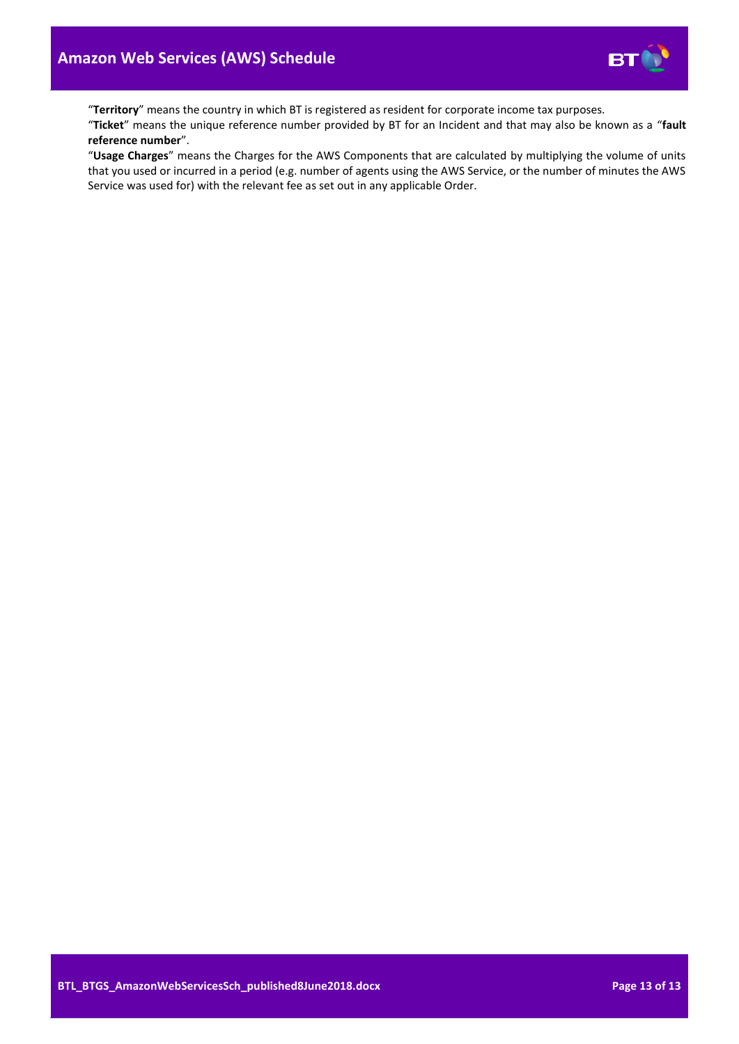"**Territory**" means the country in which BT is registered as resident for corporate income tax purposes.

"**Ticket**" means the unique reference number provided by BT for an Incident and that may also be known as a "**fault reference number**".

"**Usage Charges**" means the Charges for the AWS Components that are calculated by multiplying the volume of units that you used or incurred in a period (e.g. number of agents using the AWS Service, or the number of minutes the AWS Service was used for) with the relevant fee as set out in any applicable Order.